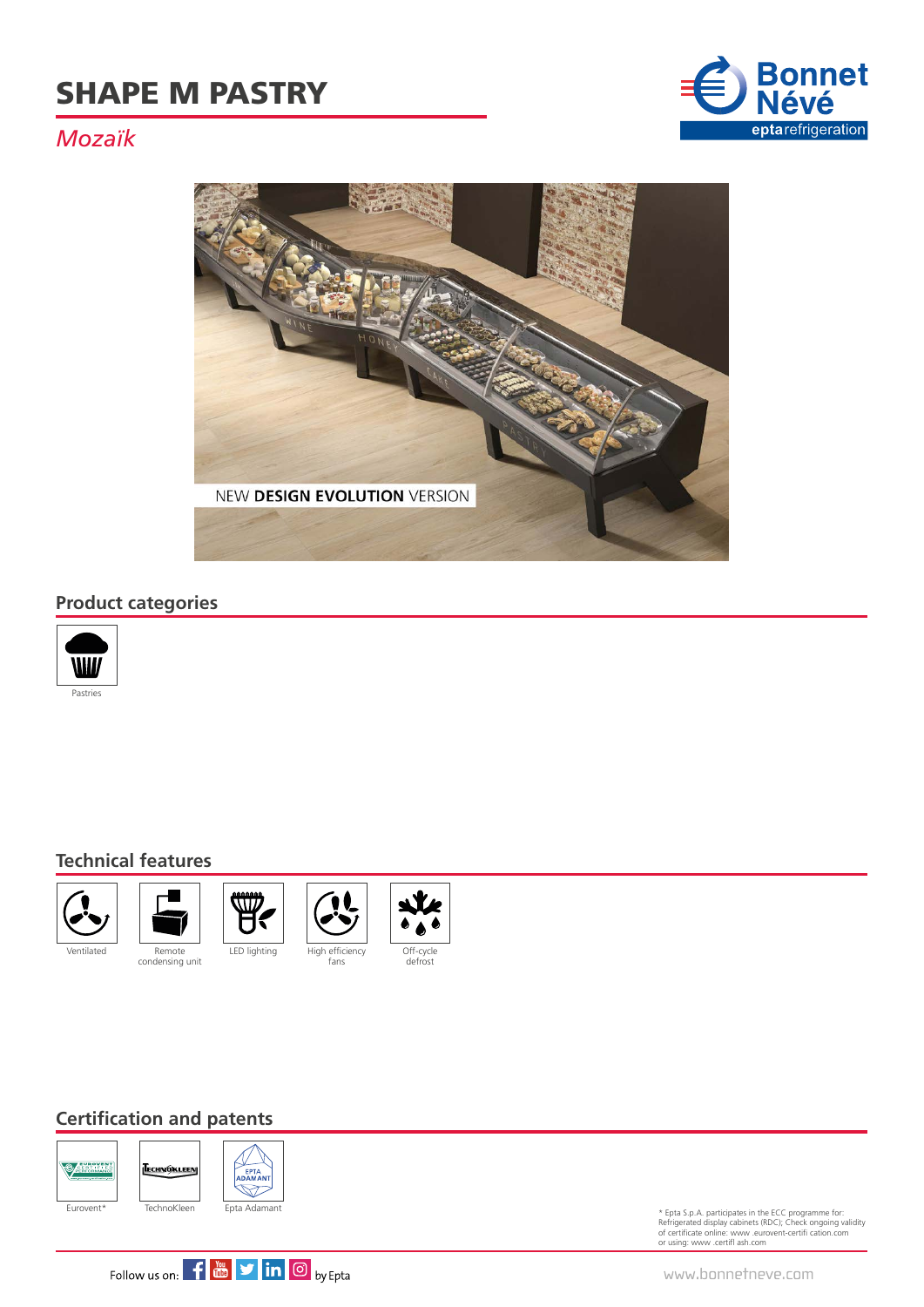# SHAPE M PASTRY

*Mozaïk*

NEW **DESIGN EVOLUTION** VERSION

## Product categories

Pastries

## Technical features

Ventilated

Remote condensing unit

LED lighting

High efficiency fans

Off-cycle defrost

## Certification and patents

Eurovent*

TechnoKleen

Epta Adamant

* Epta S.p.A. participates in the ECC programme for: Refrigerated display cabinets (RDC); Check ongoing validity of certificate online: www .eurovent-certifi cation.com or using: www .certifl ash.com

Follow us on: by Epta

www.bonnetneve.com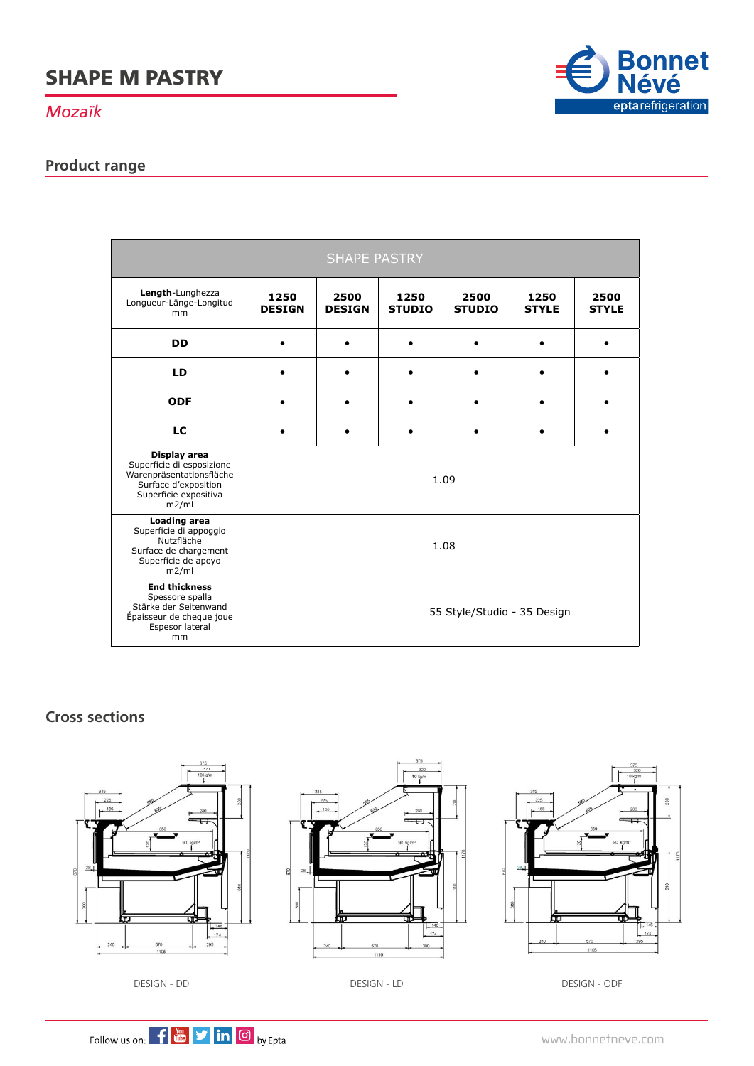# SHAPE M PASTRY

*Mozaïk*

## Product range

| SHAPE PASTRY | | | | | | |
|---|---|---|---|---|---|---|
| **Length**-Lunghezza Longueur-Länge-Longitud mm | **1250 DESIGN** | **2500 DESIGN** | **1250 STUDIO** | **2500 STUDIO** | **1250 STYLE** | **2500 STYLE** |
| **DD** | • | • | • | • | • | • |
| **LD** | • | • | • | • | • | • |
| **ODF** | • | • | • | • | • | • |
| **LC** | • | • | • | • | • | • |
| **Display area** Superficie di esposizione Warenpräsentationsfläche Surface d'exposition Superficie expositiva m2/ml | 1.09 | | | | | |
| **Loading area** Superficie di appoggio Nutzfläche Surface de chargement Superficie de apoyo m2/ml | 1.08 | | | | | |
| **End thickness** Spessore spalla Stärke der Seitenwand Épaisseur de cheque joue Espesor lateral mm | 55 Style/Studio - 35 Design | | | | | |

## Cross sections

DESIGN - DD

DESIGN - LD

DESIGN - ODF

Follow us on: by Epta

www.bonnetneve.com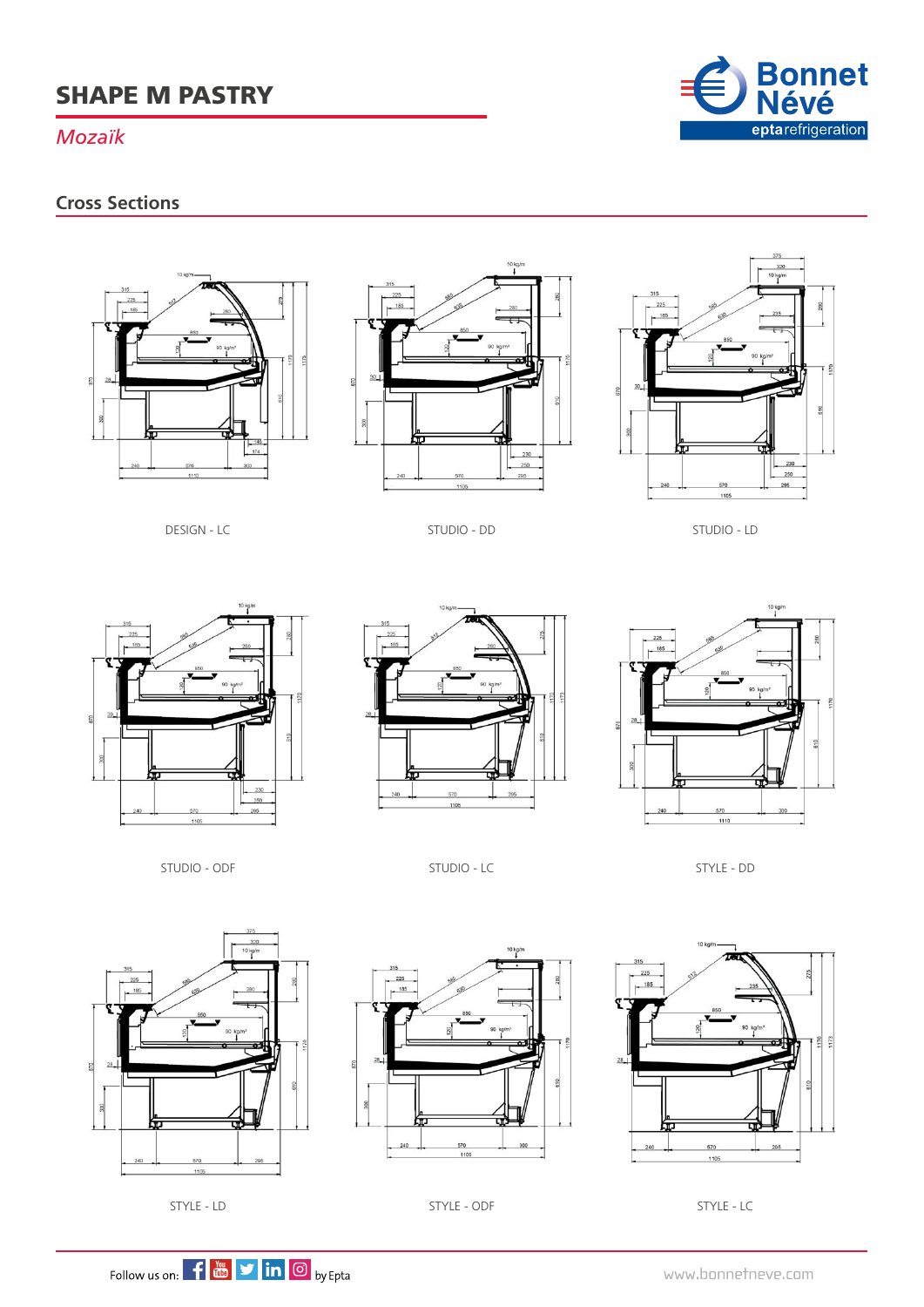# SHAPE M PASTRY

*Mozaïk*

## Cross Sections

DESIGN - LC

STUDIO - DD

STUDIO - LD

STUDIO - ODF

STUDIO - LC

STYLE - DD

STYLE - LD

STYLE - ODF

STYLE - LC

Follow us on: by Epta

www.bonnetneve.com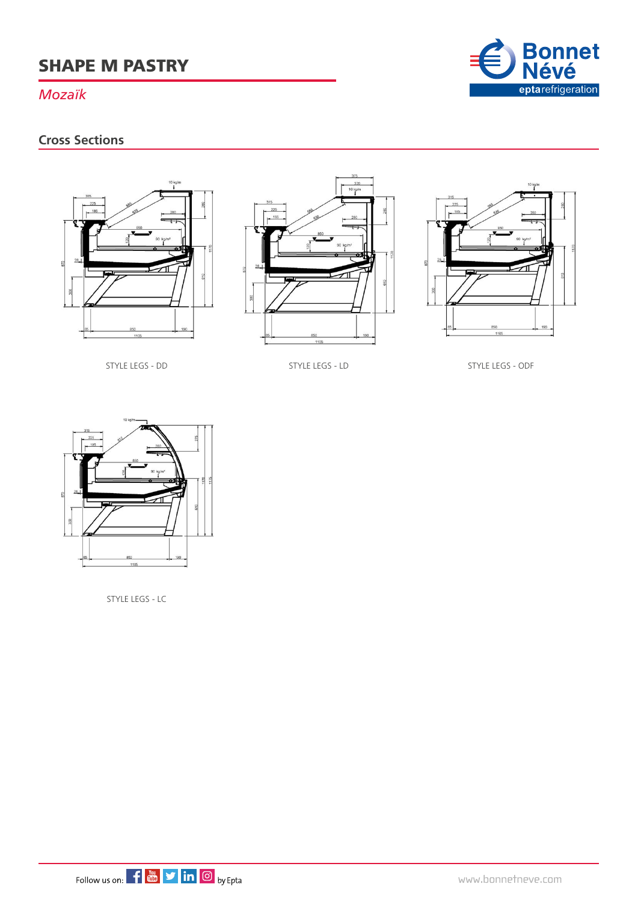# SHAPE M PASTRY

*Mozaïk*

## Cross Sections

STYLE LEGS - DD

STYLE LEGS - LD

STYLE LEGS - ODF

STYLE LEGS - LC

Follow us on: by Epta

www.bonnetneve.com